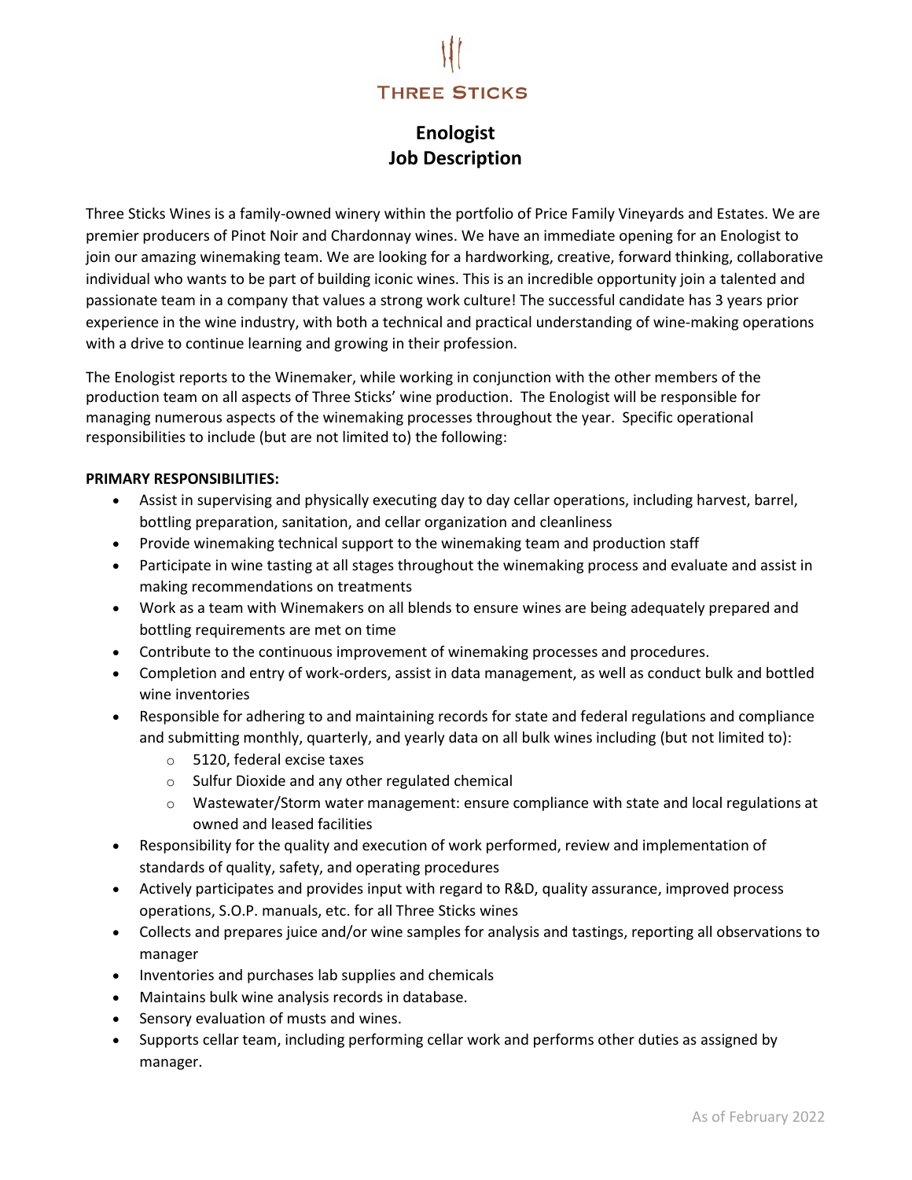THREE STICKS

# Enologist
# Job Description

Three Sticks Wines is a family-owned winery within the portfolio of Price Family Vineyards and Estates. We are premier producers of Pinot Noir and Chardonnay wines. We have an immediate opening for an Enologist to join our amazing winemaking team. We are looking for a hardworking, creative, forward thinking, collaborative individual who wants to be part of building iconic wines. This is an incredible opportunity join a talented and passionate team in a company that values a strong work culture! The successful candidate has 3 years prior experience in the wine industry, with both a technical and practical understanding of wine-making operations with a drive to continue learning and growing in their profession.

The Enologist reports to the Winemaker, while working in conjunction with the other members of the production team on all aspects of Three Sticks' wine production. The Enologist will be responsible for managing numerous aspects of the winemaking processes throughout the year. Specific operational responsibilities to include (but are not limited to) the following:

**PRIMARY RESPONSIBILITIES:**

- Assist in supervising and physically executing day to day cellar operations, including harvest, barrel, bottling preparation, sanitation, and cellar organization and cleanliness
- Provide winemaking technical support to the winemaking team and production staff
- Participate in wine tasting at all stages throughout the winemaking process and evaluate and assist in making recommendations on treatments
- Work as a team with Winemakers on all blends to ensure wines are being adequately prepared and bottling requirements are met on time
- Contribute to the continuous improvement of winemaking processes and procedures.
- Completion and entry of work-orders, assist in data management, as well as conduct bulk and bottled wine inventories
- Responsible for adhering to and maintaining records for state and federal regulations and compliance and submitting monthly, quarterly, and yearly data on all bulk wines including (but not limited to):
  - 5120, federal excise taxes
  - Sulfur Dioxide and any other regulated chemical
  - Wastewater/Storm water management: ensure compliance with state and local regulations at owned and leased facilities
- Responsibility for the quality and execution of work performed, review and implementation of standards of quality, safety, and operating procedures
- Actively participates and provides input with regard to R&D, quality assurance, improved process operations, S.O.P. manuals, etc. for all Three Sticks wines
- Collects and prepares juice and/or wine samples for analysis and tastings, reporting all observations to manager
- Inventories and purchases lab supplies and chemicals
- Maintains bulk wine analysis records in database.
- Sensory evaluation of musts and wines.
- Supports cellar team, including performing cellar work and performs other duties as assigned by manager.

As of February 2022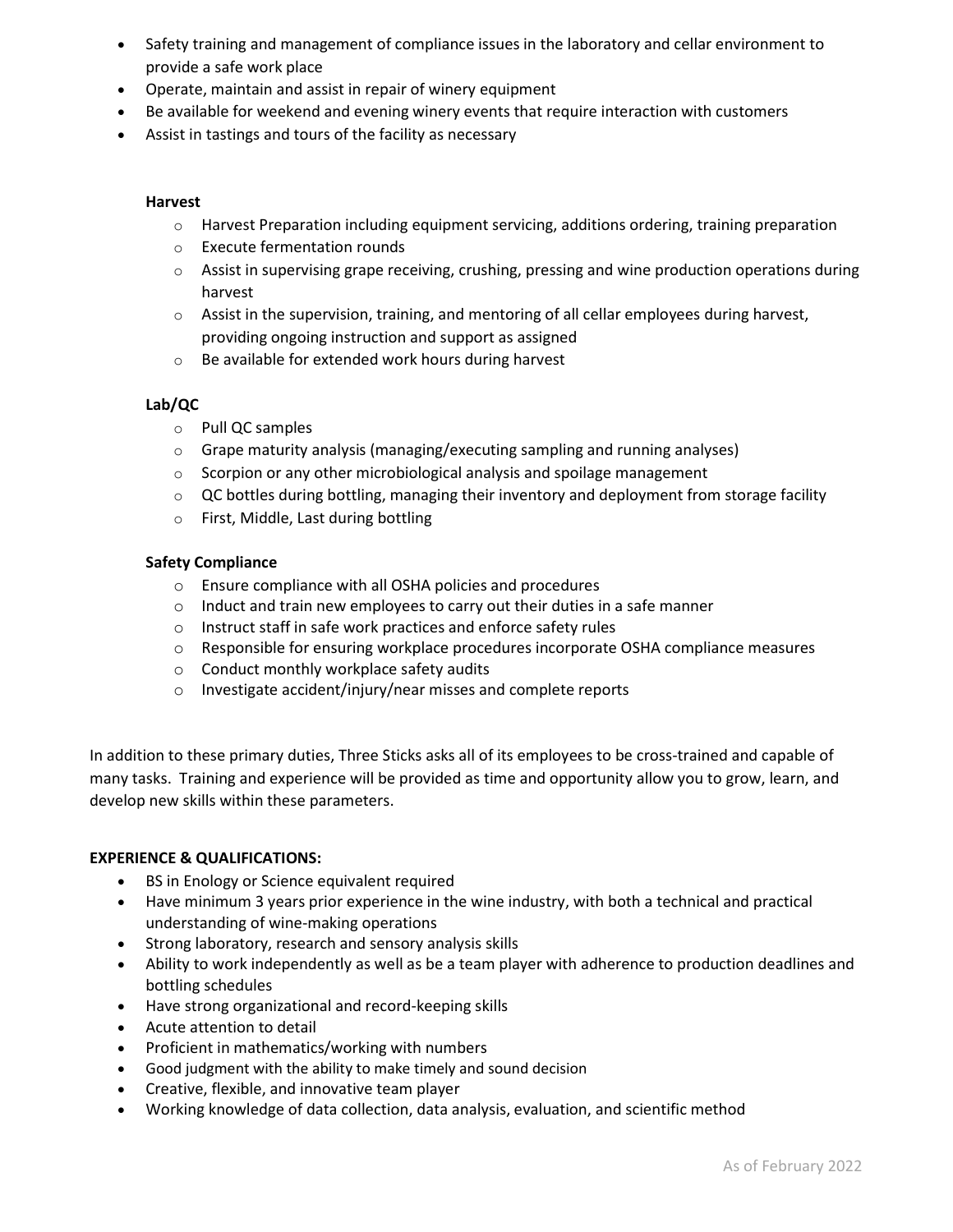- Safety training and management of compliance issues in the laboratory and cellar environment to provide a safe work place
- Operate, maintain and assist in repair of winery equipment
- Be available for weekend and evening winery events that require interaction with customers
- Assist in tastings and tours of the facility as necessary

**Harvest**

- Harvest Preparation including equipment servicing, additions ordering, training preparation
- Execute fermentation rounds
- Assist in supervising grape receiving, crushing, pressing and wine production operations during harvest
- Assist in the supervision, training, and mentoring of all cellar employees during harvest, providing ongoing instruction and support as assigned
- Be available for extended work hours during harvest

**Lab/QC**

- Pull QC samples
- Grape maturity analysis (managing/executing sampling and running analyses)
- Scorpion or any other microbiological analysis and spoilage management
- QC bottles during bottling, managing their inventory and deployment from storage facility
- First, Middle, Last during bottling

**Safety Compliance**

- Ensure compliance with all OSHA policies and procedures
- Induct and train new employees to carry out their duties in a safe manner
- Instruct staff in safe work practices and enforce safety rules
- Responsible for ensuring workplace procedures incorporate OSHA compliance measures
- Conduct monthly workplace safety audits
- Investigate accident/injury/near misses and complete reports

In addition to these primary duties, Three Sticks asks all of its employees to be cross-trained and capable of many tasks. Training and experience will be provided as time and opportunity allow you to grow, learn, and develop new skills within these parameters.

**EXPERIENCE & QUALIFICATIONS:**

- BS in Enology or Science equivalent required
- Have minimum 3 years prior experience in the wine industry, with both a technical and practical understanding of wine-making operations
- Strong laboratory, research and sensory analysis skills
- Ability to work independently as well as be a team player with adherence to production deadlines and bottling schedules
- Have strong organizational and record-keeping skills
- Acute attention to detail
- Proficient in mathematics/working with numbers
- Good judgment with the ability to make timely and sound decision
- Creative, flexible, and innovative team player
- Working knowledge of data collection, data analysis, evaluation, and scientific method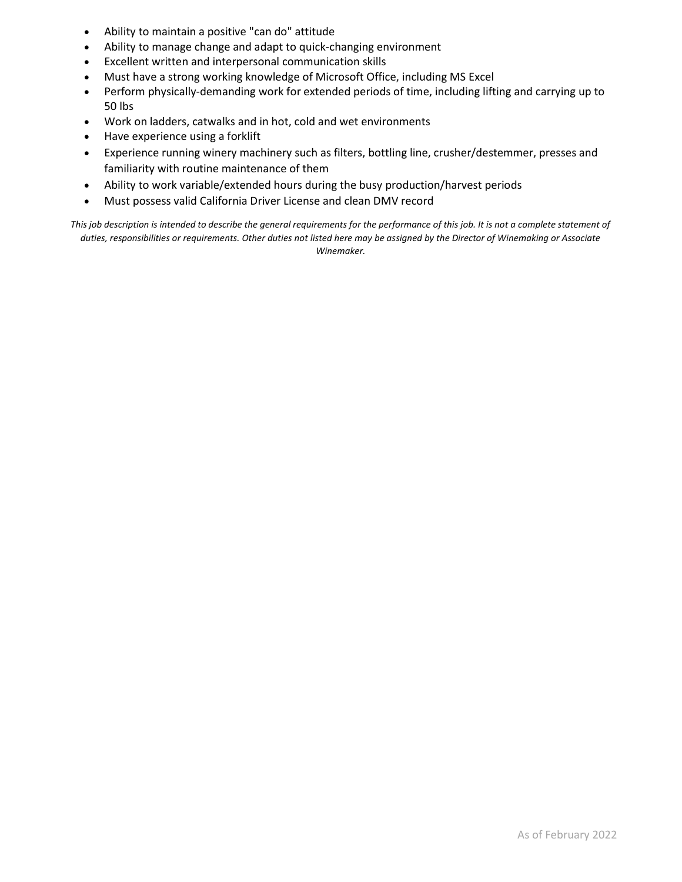- Ability to maintain a positive "can do" attitude
- Ability to manage change and adapt to quick-changing environment
- Excellent written and interpersonal communication skills
- Must have a strong working knowledge of Microsoft Office, including MS Excel
- Perform physically-demanding work for extended periods of time, including lifting and carrying up to 50 lbs
- Work on ladders, catwalks and in hot, cold and wet environments
- Have experience using a forklift
- Experience running winery machinery such as filters, bottling line, crusher/destemmer, presses and familiarity with routine maintenance of them
- Ability to work variable/extended hours during the busy production/harvest periods
- Must possess valid California Driver License and clean DMV record

*This job description is intended to describe the general requirements for the performance of this job. It is not a complete statement of duties, responsibilities or requirements. Other duties not listed here may be assigned by the Director of Winemaking or Associate Winemaker.*

As of February 2022